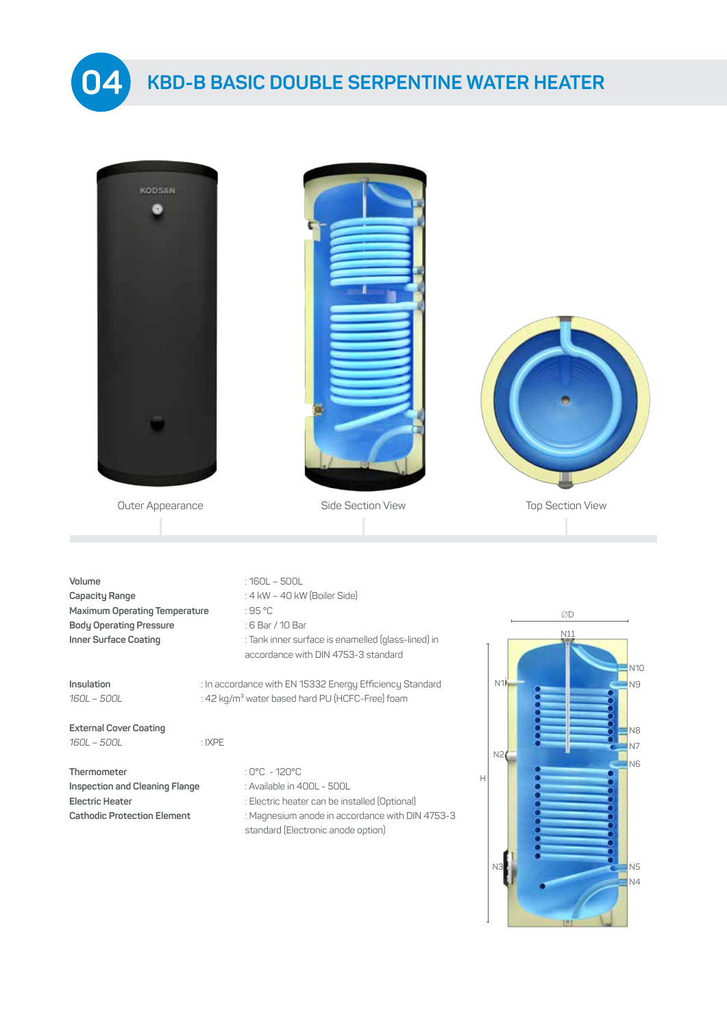# 04 KBD-B BASIC DOUBLE SERPENTINE WATER HEATER

Outer Appearance

Side Section View

Top Section View

| | |
|---|---|
| **Volume** | : 160L – 500L |
| **Capacity Range** | : 4 kW – 40 kW (Boiler Side) |
| **Maximum Operating Temperature** | : 95 °C |
| **Body Operating Pressure** | : 6 Bar / 10 Bar |
| **Inner Surface Coating** | : Tank inner surface is enamelled (glass-lined) in accordance with DIN 4753-3 standard |

**Insulation**
*160L – 500L* : In accordance with EN 15332 Energy Efficiency Standard
: 42 kg/m³ water based hard PU (HCFC-Free) foam

**External Cover Coating**
*160L – 500L* : IXPE

| | |
|---|---|
| **Thermometer** | : 0°C - 120°C |
| **Inspection and Cleaning Flange** | : Available in 400L - 500L |
| **Electric Heater** | : Electric heater can be installed (Optional) |
| **Cathodic Protection Element** | : Magnesium anode in accordance with DIN 4753-3 standard (Electronic anode option) |

ØD
N11
N10
N9
N1
N8
N7
N2
N6
H
N3
N5
N4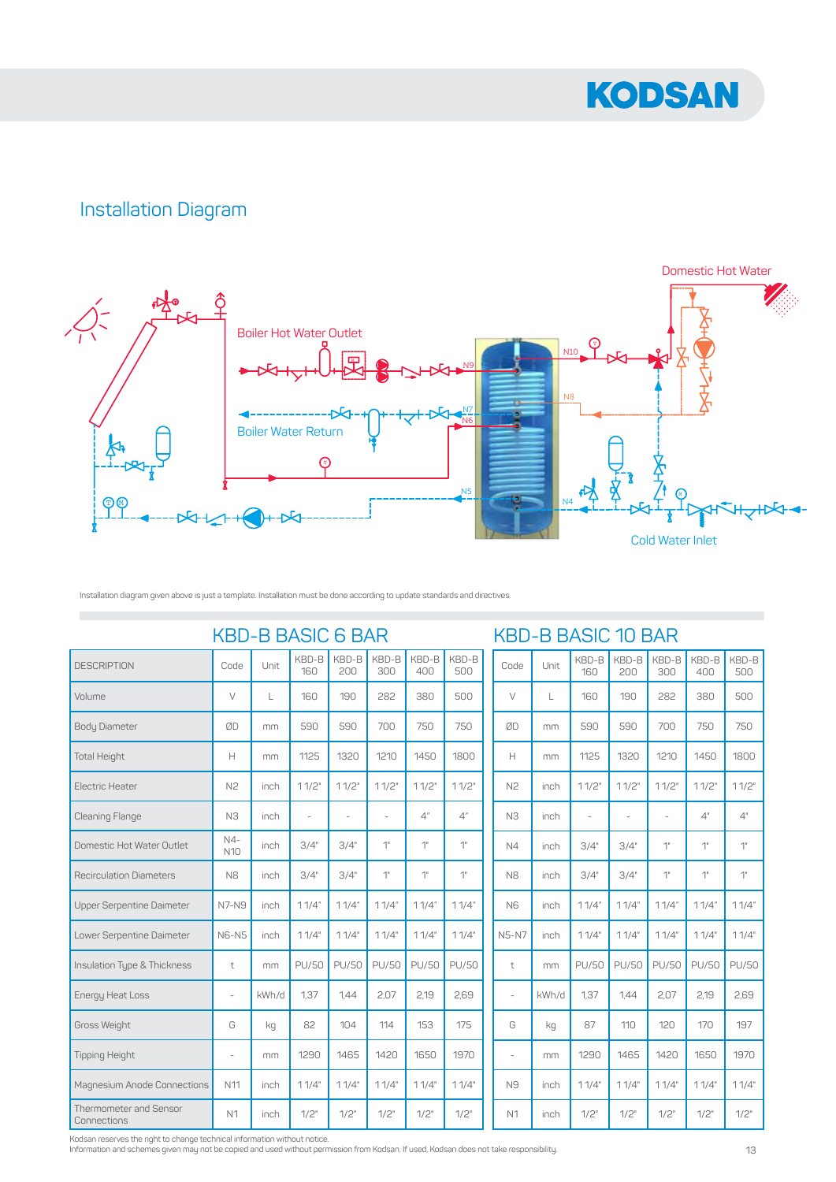## Installation Diagram

Domestic Hot Water

Boiler Hot Water Outlet

Boiler Water Return

Cold Water Inlet

N10

N9

N8

N7

N6

N5

N4

Installation diagram given above is just a template. Installation must be done according to update standards and directives.

| | KBD-B BASIC 6 BAR | | | | | | | KBD-B BASIC 10 BAR | | | | | | |
|---|---|---|---|---|---|---|---|---|---|---|---|---|---|---|
| DESCRIPTION | Code | Unit | KBD-B 160 | KBD-B 200 | KBD-B 300 | KBD-B 400 | KBD-B 500 | Code | Unit | KBD-B 160 | KBD-B 200 | KBD-B 300 | KBD-B 400 | KBD-B 500 |
| Volume | V | L | 160 | 190 | 282 | 380 | 500 | V | L | 160 | 190 | 282 | 380 | 500 |
| Body Diameter | ØD | mm | 590 | 590 | 700 | 750 | 750 | ØD | mm | 590 | 590 | 700 | 750 | 750 |
| Total Height | H | mm | 1125 | 1320 | 1210 | 1450 | 1800 | H | mm | 1125 | 1320 | 1210 | 1450 | 1800 |
| Electric Heater | N2 | inch | 1 1/2" | 1 1/2" | 1 1/2" | 1 1/2" | 1 1/2" | N2 | inch | 1 1/2" | 1 1/2" | 1 1/2" | 1 1/2" | 1 1/2" |
| Cleaning Flange | N3 | inch | - | - | - | 4" | 4" | N3 | inch | - | - | - | 4" | 4" |
| Domestic Hot Water Outlet | N4-N10 | inch | 3/4" | 3/4" | 1" | 1" | 1" | N4 | inch | 3/4" | 3/4" | 1" | 1" | 1" |
| Recirculation Diameters | N8 | inch | 3/4" | 3/4" | 1" | 1" | 1" | N8 | inch | 3/4" | 3/4" | 1" | 1" | 1" |
| Upper Serpentine Daimeter | N7-N9 | inch | 1 1/4" | 1 1/4" | 1 1/4" | 1 1/4" | 1 1/4" | N6 | inch | 1 1/4" | 1 1/4" | 1 1/4" | 1 1/4" | 1 1/4" |
| Lower Serpentine Daimeter | N6-N5 | inch | 1 1/4" | 1 1/4" | 1 1/4" | 1 1/4" | 1 1/4" | N5-N7 | inch | 1 1/4" | 1 1/4" | 1 1/4" | 1 1/4" | 1 1/4" |
| Insulation Type & Thickness | t | mm | PU/50 | PU/50 | PU/50 | PU/50 | PU/50 | t | mm | PU/50 | PU/50 | PU/50 | PU/50 | PU/50 |
| Energy Heat Loss | - | kWh/d | 1,37 | 1,44 | 2,07 | 2,19 | 2,69 | - | kWh/d | 1,37 | 1,44 | 2,07 | 2,19 | 2,69 |
| Gross Weight | G | kg | 82 | 104 | 114 | 153 | 175 | G | kg | 87 | 110 | 120 | 170 | 197 |
| Tipping Height | - | mm | 1290 | 1465 | 1420 | 1650 | 1970 | - | mm | 1290 | 1465 | 1420 | 1650 | 1970 |
| Magnesium Anode Connections | N11 | inch | 1 1/4" | 1 1/4" | 1 1/4" | 1 1/4" | 1 1/4" | N9 | inch | 1 1/4" | 1 1/4" | 1 1/4" | 1 1/4" | 1 1/4" |
| Thermometer and Sensor Connections | N1 | inch | 1/2" | 1/2" | 1/2" | 1/2" | 1/2" | N1 | inch | 1/2" | 1/2" | 1/2" | 1/2" | 1/2" |

Kodsan reserves the right to change technical information without notice.
Information and schemes given may not be copied and used without permission from Kodsan. If used, Kodsan does not take responsibility.